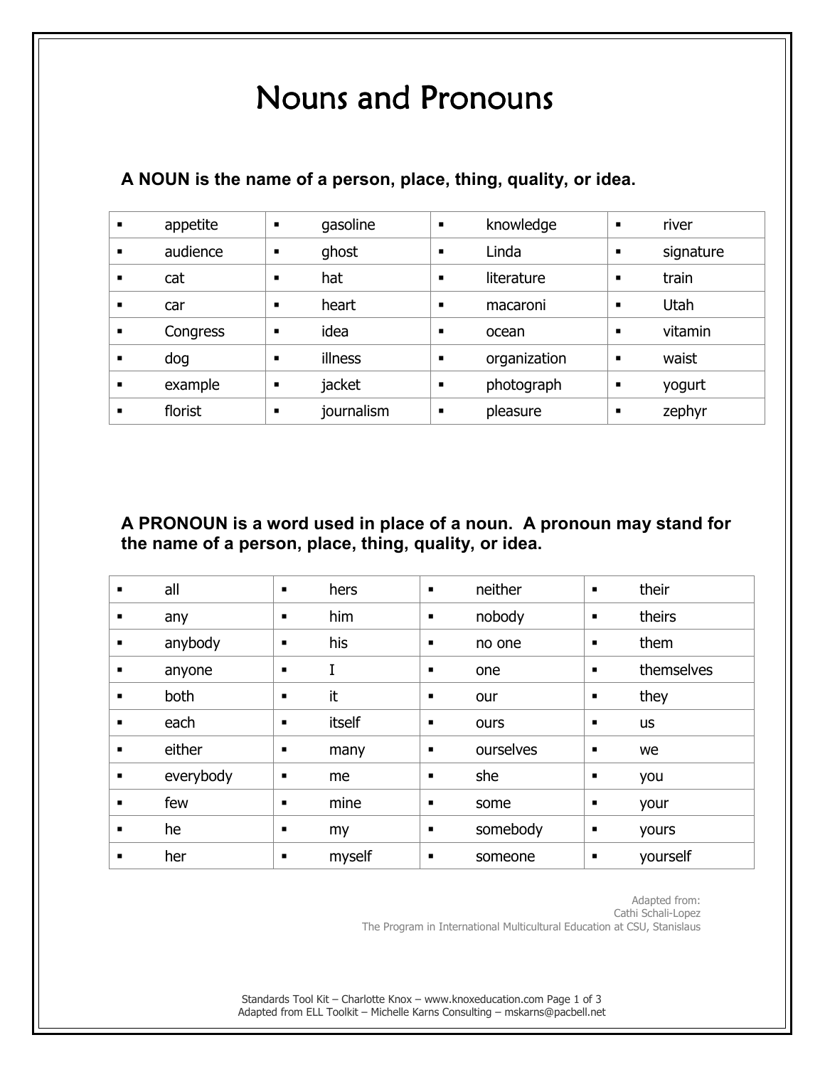# Nouns and Pronouns

**A NOUN is the name of a person, place, thing, quality, or idea.**

| | | | |
|---|---|---|---|
| ▪ appetite | ▪ gasoline | ▪ knowledge | ▪ river |
| ▪ audience | ▪ ghost | ▪ Linda | ▪ signature |
| ▪ cat | ▪ hat | ▪ literature | ▪ train |
| ▪ car | ▪ heart | ▪ macaroni | ▪ Utah |
| ▪ Congress | ▪ idea | ▪ ocean | ▪ vitamin |
| ▪ dog | ▪ illness | ▪ organization | ▪ waist |
| ▪ example | ▪ jacket | ▪ photograph | ▪ yogurt |
| ▪ florist | ▪ journalism | ▪ pleasure | ▪ zephyr |

**A PRONOUN is a word used in place of a noun. A pronoun may stand for the name of a person, place, thing, quality, or idea.**

| | | | |
|---|---|---|---|
| ▪ all | ▪ hers | ▪ neither | ▪ their |
| ▪ any | ▪ him | ▪ nobody | ▪ theirs |
| ▪ anybody | ▪ his | ▪ no one | ▪ them |
| ▪ anyone | ▪ I | ▪ one | ▪ themselves |
| ▪ both | ▪ it | ▪ our | ▪ they |
| ▪ each | ▪ itself | ▪ ours | ▪ us |
| ▪ either | ▪ many | ▪ ourselves | ▪ we |
| ▪ everybody | ▪ me | ▪ she | ▪ you |
| ▪ few | ▪ mine | ▪ some | ▪ your |
| ▪ he | ▪ my | ▪ somebody | ▪ yours |
| ▪ her | ▪ myself | ▪ someone | ▪ yourself |

Adapted from:
Cathi Schali-Lopez
The Program in International Multicultural Education at CSU, Stanislaus

Standards Tool Kit – Charlotte Knox – www.knoxeducation.com
Adapted from ELL Toolkit – Michelle Karns Consulting – mskarns@pacbell.net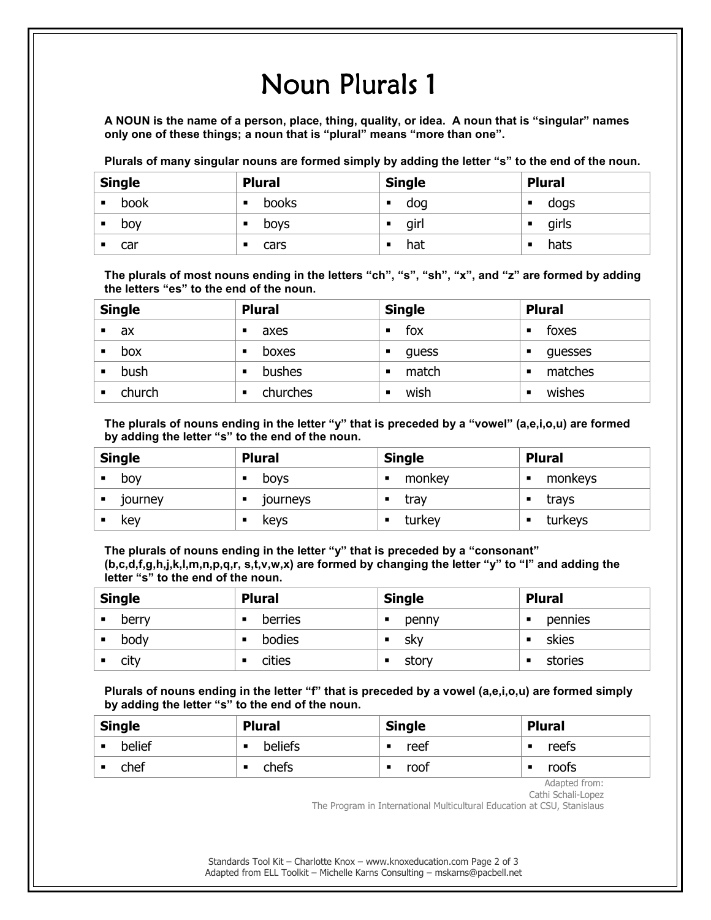# Noun Plurals 1

**A NOUN is the name of a person, place, thing, quality, or idea. A noun that is "singular" names only one of these things; a noun that is "plural" means "more than one".**

**Plurals of many singular nouns are formed simply by adding the letter "s" to the end of the noun.**

| Single | Plural | Single | Plural |
|---|---|---|---|
| ▪ book | ▪ books | ▪ dog | ▪ dogs |
| ▪ boy | ▪ boys | ▪ girl | ▪ girls |
| ▪ car | ▪ cars | ▪ hat | ▪ hats |

**The plurals of most nouns ending in the letters "ch", "s", "sh", "x", and "z" are formed by adding the letters "es" to the end of the noun.**

| Single | Plural | Single | Plural |
|---|---|---|---|
| ▪ ax | ▪ axes | ▪ fox | ▪ foxes |
| ▪ box | ▪ boxes | ▪ guess | ▪ guesses |
| ▪ bush | ▪ bushes | ▪ match | ▪ matches |
| ▪ church | ▪ churches | ▪ wish | ▪ wishes |

**The plurals of nouns ending in the letter "y" that is preceded by a "vowel" (a,e,i,o,u) are formed by adding the letter "s" to the end of the noun.**

| Single | Plural | Single | Plural |
|---|---|---|---|
| ▪ boy | ▪ boys | ▪ monkey | ▪ monkeys |
| ▪ journey | ▪ journeys | ▪ tray | ▪ trays |
| ▪ key | ▪ keys | ▪ turkey | ▪ turkeys |

**The plurals of nouns ending in the letter "y" that is preceded by a "consonant" (b,c,d,f,g,h,j,k,l,m,n,p,q,r, s,t,v,w,x) are formed by changing the letter "y" to "I" and adding the letter "s" to the end of the noun.**

| Single | Plural | Single | Plural |
|---|---|---|---|
| ▪ berry | ▪ berries | ▪ penny | ▪ pennies |
| ▪ body | ▪ bodies | ▪ sky | ▪ skies |
| ▪ city | ▪ cities | ▪ story | ▪ stories |

**Plurals of nouns ending in the letter "f" that is preceded by a vowel (a,e,i,o,u) are formed simply by adding the letter "s" to the end of the noun.**

| Single | Plural | Single | Plural |
|---|---|---|---|
| ▪ belief | ▪ beliefs | ▪ reef | ▪ reefs |
| ▪ chef | ▪ chefs | ▪ roof | ▪ roofs |

Adapted from:
Cathi Schali-Lopez
The Program in International Multicultural Education at CSU, Stanislaus

Standards Tool Kit – Charlotte Knox – www.knoxeducation.com
Adapted from ELL Toolkit – Michelle Karns Consulting – mskarns@pacbell.net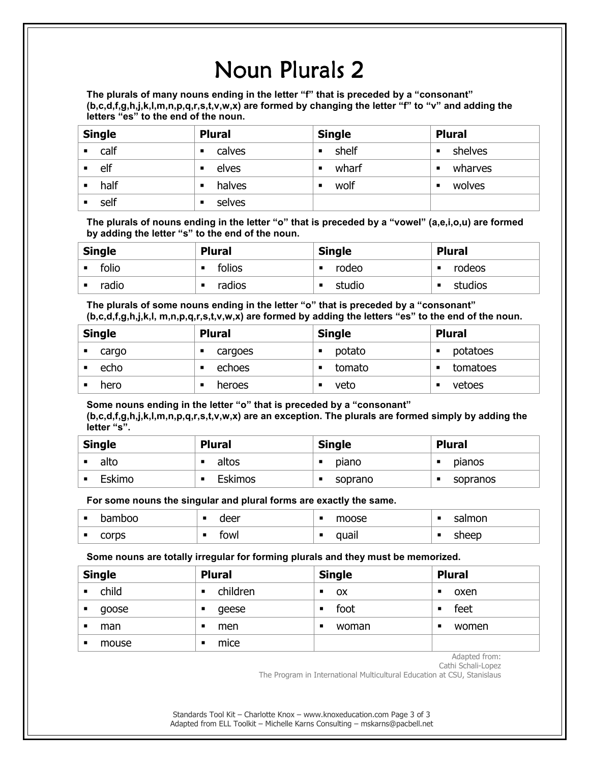# Noun Plurals 2

**The plurals of many nouns ending in the letter "f" that is preceded by a "consonant" (b,c,d,f,g,h,j,k,l,m,n,p,q,r,s,t,v,w,x) are formed by changing the letter "f" to "v" and adding the letters "es" to the end of the noun.**

| Single | Plural | Single | Plural |
|---|---|---|---|
| ▪ calf | ▪ calves | ▪ shelf | ▪ shelves |
| ▪ elf | ▪ elves | ▪ wharf | ▪ wharves |
| ▪ half | ▪ halves | ▪ wolf | ▪ wolves |
| ▪ self | ▪ selves | | |

**The plurals of nouns ending in the letter "o" that is preceded by a "vowel" (a,e,i,o,u) are formed by adding the letter "s" to the end of the noun.**

| Single | Plural | Single | Plural |
|---|---|---|---|
| ▪ folio | ▪ folios | ▪ rodeo | ▪ rodeos |
| ▪ radio | ▪ radios | ▪ studio | ▪ studios |

**The plurals of some nouns ending in the letter "o" that is preceded by a "consonant" (b,c,d,f,g,h,j,k,l, m,n,p,q,r,s,t,v,w,x) are formed by adding the letters "es" to the end of the noun.**

| Single | Plural | Single | Plural |
|---|---|---|---|
| ▪ cargo | ▪ cargoes | ▪ potato | ▪ potatoes |
| ▪ echo | ▪ echoes | ▪ tomato | ▪ tomatoes |
| ▪ hero | ▪ heroes | ▪ veto | ▪ vetoes |

**Some nouns ending in the letter "o" that is preceded by a "consonant" (b,c,d,f,g,h,j,k,l,m,n,p,q,r,s,t,v,w,x) are an exception. The plurals are formed simply by adding the letter "s".**

| Single | Plural | Single | Plural |
|---|---|---|---|
| ▪ alto | ▪ altos | ▪ piano | ▪ pianos |
| ▪ Eskimo | ▪ Eskimos | ▪ soprano | ▪ sopranos |

**For some nouns the singular and plural forms are exactly the same.**

| | | | |
|---|---|---|---|
| ▪ bamboo | ▪ deer | ▪ moose | ▪ salmon |
| ▪ corps | ▪ fowl | ▪ quail | ▪ sheep |

**Some nouns are totally irregular for forming plurals and they must be memorized.**

| Single | Plural | Single | Plural |
|---|---|---|---|
| ▪ child | ▪ children | ▪ ox | ▪ oxen |
| ▪ goose | ▪ geese | ▪ foot | ▪ feet |
| ▪ man | ▪ men | ▪ woman | ▪ women |
| ▪ mouse | ▪ mice | | |

Adapted from:
Cathi Schali-Lopez
The Program in International Multicultural Education at CSU, Stanislaus

Standards Tool Kit – Charlotte Knox – www.knoxeducation.com
Adapted from ELL Toolkit – Michelle Karns Consulting – mskarns@pacbell.net